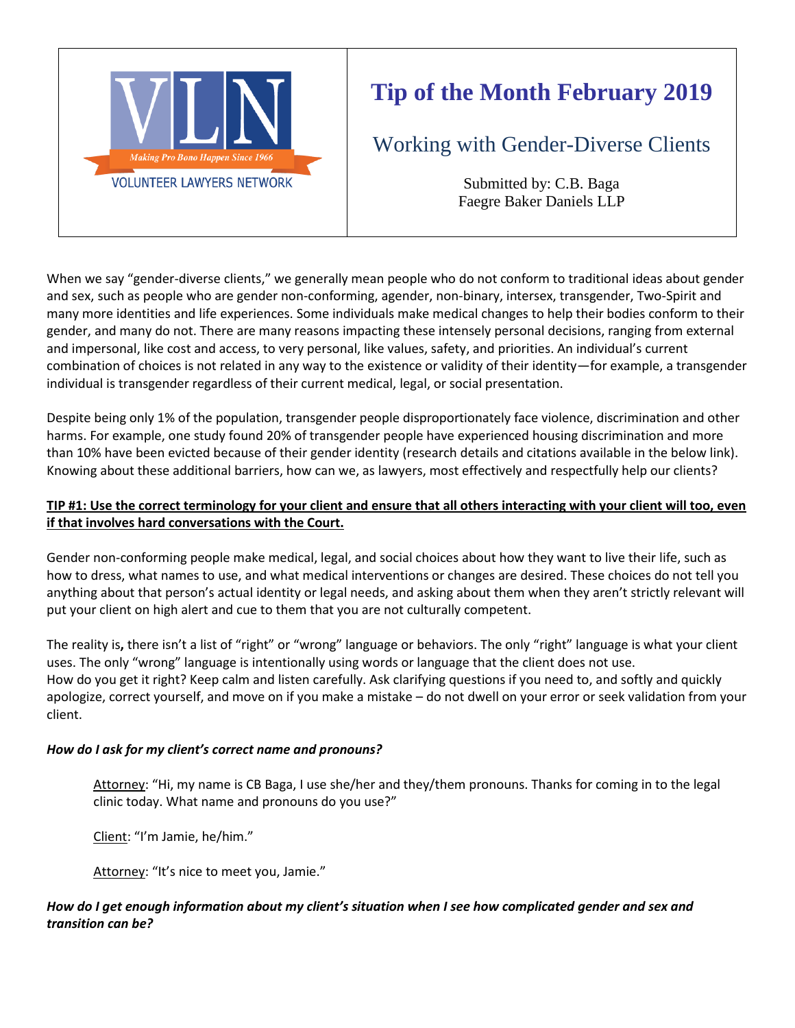VOLUNTEER LAWYERS NETWORK

*Making Pro Bono Happen Since 1966*

# Tip of the Month February 2019

## Working with Gender-Diverse Clients

Submitted by: C.B. Baga
Faegre Baker Daniels LLP

When we say "gender-diverse clients," we generally mean people who do not conform to traditional ideas about gender and sex, such as people who are gender non-conforming, agender, non-binary, intersex, transgender, Two-Spirit and many more identities and life experiences. Some individuals make medical changes to help their bodies conform to their gender, and many do not. There are many reasons impacting these intensely personal decisions, ranging from external and impersonal, like cost and access, to very personal, like values, safety, and priorities. An individual's current combination of choices is not related in any way to the existence or validity of their identity—for example, a transgender individual is transgender regardless of their current medical, legal, or social presentation.

Despite being only 1% of the population, transgender people disproportionately face violence, discrimination and other harms. For example, one study found 20% of transgender people have experienced housing discrimination and more than 10% have been evicted because of their gender identity (research details and citations available in the below link). Knowing about these additional barriers, how can we, as lawyers, most effectively and respectfully help our clients?

**TIP #1: Use the correct terminology for your client and ensure that all others interacting with your client will too, even if that involves hard conversations with the Court.**

Gender non-conforming people make medical, legal, and social choices about how they want to live their life, such as how to dress, what names to use, and what medical interventions or changes are desired. These choices do not tell you anything about that person's actual identity or legal needs, and asking about them when they aren't strictly relevant will put your client on high alert and cue to them that you are not culturally competent.

The reality is**,** there isn't a list of "right" or "wrong" language or behaviors. The only "right" language is what your client uses. The only "wrong" language is intentionally using words or language that the client does not use. How do you get it right? Keep calm and listen carefully. Ask clarifying questions if you need to, and softly and quickly apologize, correct yourself, and move on if you make a mistake – do not dwell on your error or seek validation from your client.

***How do I ask for my client's correct name and pronouns?***

> Attorney: "Hi, my name is CB Baga, I use she/her and they/them pronouns. Thanks for coming in to the legal clinic today. What name and pronouns do you use?"
>
> Client: "I'm Jamie, he/him."
>
> Attorney: "It's nice to meet you, Jamie."

***How do I get enough information about my client's situation when I see how complicated gender and sex and transition can be?***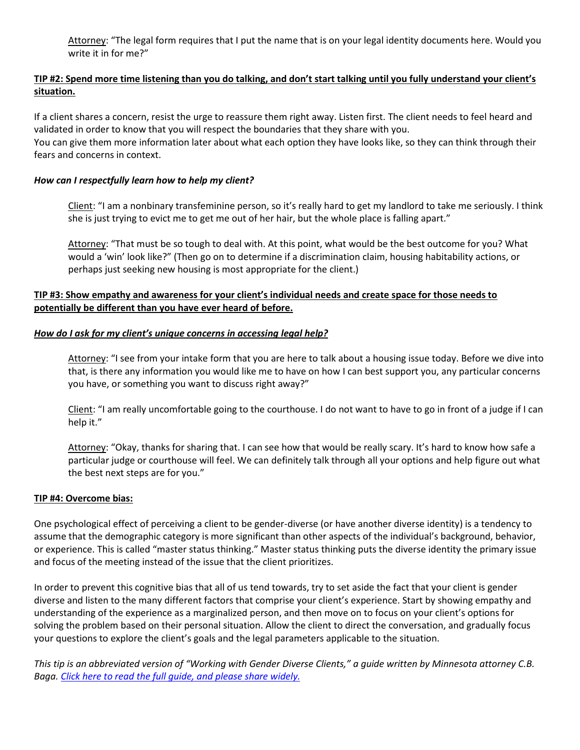> <u>Attorney</u>: "The legal form requires that I put the name that is on your legal identity documents here. Would you write it in for me?"

**<u>TIP #2: Spend more time listening than you do talking, and don't start talking until you fully understand your client's situation.</u>**

If a client shares a concern, resist the urge to reassure them right away. Listen first. The client needs to feel heard and validated in order to know that you will respect the boundaries that they share with you.
You can give them more information later about what each option they have looks like, so they can think through their fears and concerns in context.

***How can I respectfully learn how to help my client?***

> <u>Client</u>: "I am a nonbinary transfeminine person, so it's really hard to get my landlord to take me seriously. I think she is just trying to evict me to get me out of her hair, but the whole place is falling apart."
>
> <u>Attorney</u>: "That must be so tough to deal with. At this point, what would be the best outcome for you? What would a 'win' look like?" (Then go on to determine if a discrimination claim, housing habitability actions, or perhaps just seeking new housing is most appropriate for the client.)

**<u>TIP #3: Show empathy and awareness for your client's individual needs and create space for those needs to potentially be different than you have ever heard of before.</u>**

***<u>How do I ask for my client's unique concerns in accessing legal help?</u>***

> <u>Attorney</u>: "I see from your intake form that you are here to talk about a housing issue today. Before we dive into that, is there any information you would like me to have on how I can best support you, any particular concerns you have, or something you want to discuss right away?"
>
> <u>Client</u>: "I am really uncomfortable going to the courthouse. I do not want to have to go in front of a judge if I can help it."
>
> <u>Attorney</u>: "Okay, thanks for sharing that. I can see how that would be really scary. It's hard to know how safe a particular judge or courthouse will feel. We can definitely talk through all your options and help figure out what the best next steps are for you."

**<u>TIP #4: Overcome bias:</u>**

One psychological effect of perceiving a client to be gender-diverse (or have another diverse identity) is a tendency to assume that the demographic category is more significant than other aspects of the individual's background, behavior, or experience. This is called "master status thinking." Master status thinking puts the diverse identity the primary issue and focus of the meeting instead of the issue that the client prioritizes.

In order to prevent this cognitive bias that all of us tend towards, try to set aside the fact that your client is gender diverse and listen to the many different factors that comprise your client's experience. Start by showing empathy and understanding of the experience as a marginalized person, and then move on to focus on your client's options for solving the problem based on their personal situation. Allow the client to direct the conversation, and gradually focus your questions to explore the client's goals and the legal parameters applicable to the situation.

*This tip is an abbreviated version of "Working with Gender Diverse Clients," a guide written by Minnesota attorney C.B. Baga. <u>Click here to read the full guide, and please share widely.</u>*